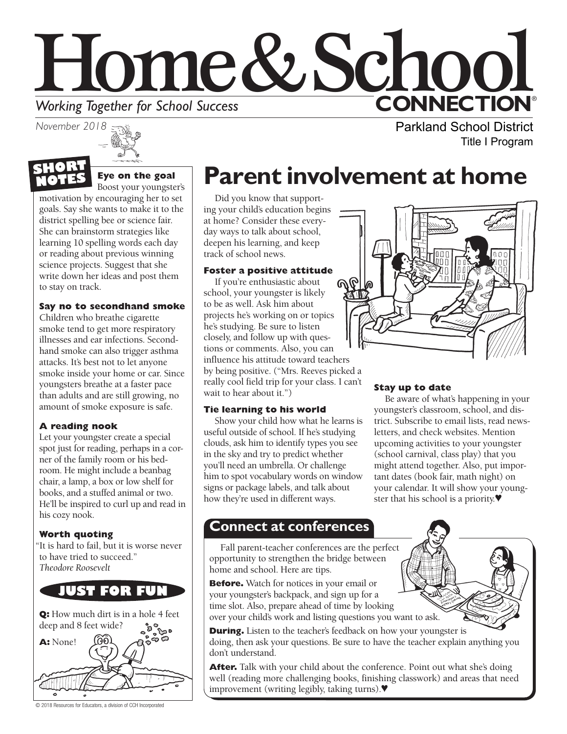# Home & School CONNECTION®

*Working Together for School Success*

*November 2018*

Parkland School District
Title I Program

## SHORT NOTES

### Eye on the goal

Boost your youngster's motivation by encouraging her to set goals. Say she wants to make it to the district spelling bee or science fair. She can brainstorm strategies like learning 10 spelling words each day or reading about previous winning science projects. Suggest that she write down her ideas and post them to stay on track.

### Say no to secondhand smoke

Children who breathe cigarette smoke tend to get more respiratory illnesses and ear infections. Secondhand smoke can also trigger asthma attacks. It's best not to let anyone smoke inside your home or car. Since youngsters breathe at a faster pace than adults and are still growing, no amount of smoke exposure is safe.

### A reading nook

Let your youngster create a special spot just for reading, perhaps in a corner of the family room or his bedroom. He might include a beanbag chair, a lamp, a box or low shelf for books, and a stuffed animal or two. He'll be inspired to curl up and read in his cozy nook.

### Worth quoting

"It is hard to fail, but it is worse never to have tried to succeed."
*Theodore Roosevelt*

## JUST FOR FUN

**Q:** How much dirt is in a hole 4 feet deep and 8 feet wide?

**A:** None!

# Parent involvement at home

Did you know that supporting your child's education begins at home? Consider these everyday ways to talk about school, deepen his learning, and keep track of school news.

### Foster a positive attitude

If you're enthusiastic about school, your youngster is likely to be as well. Ask him about projects he's working on or topics he's studying. Be sure to listen closely, and follow up with questions or comments. Also, you can influence his attitude toward teachers by being positive. ("Mrs. Reeves picked a really cool field trip for your class. I can't wait to hear about it.")

### Tie learning to his world

Show your child how what he learns is useful outside of school. If he's studying clouds, ask him to identify types you see in the sky and try to predict whether you'll need an umbrella. Or challenge him to spot vocabulary words on window signs or package labels, and talk about how they're used in different ways.

### Stay up to date

Be aware of what's happening in your youngster's classroom, school, and district. Subscribe to email lists, read newsletters, and check websites. Mention upcoming activities to your youngster (school carnival, class play) that you might attend together. Also, put important dates (book fair, math night) on your calendar. It will show your youngster that his school is a priority.♥

## Connect at conferences

Fall parent-teacher conferences are the perfect opportunity to strengthen the bridge between home and school. Here are tips.

**Before.** Watch for notices in your email or your youngster's backpack, and sign up for a time slot. Also, prepare ahead of time by looking over your child's work and listing questions you want to ask.

**During.** Listen to the teacher's feedback on how your youngster is doing, then ask your questions. Be sure to have the teacher explain anything you don't understand.

**After.** Talk with your child about the conference. Point out what she's doing well (reading more challenging books, finishing classwork) and areas that need improvement (writing legibly, taking turns).♥

© 2018 Resources for Educators, a division of CCH Incorporated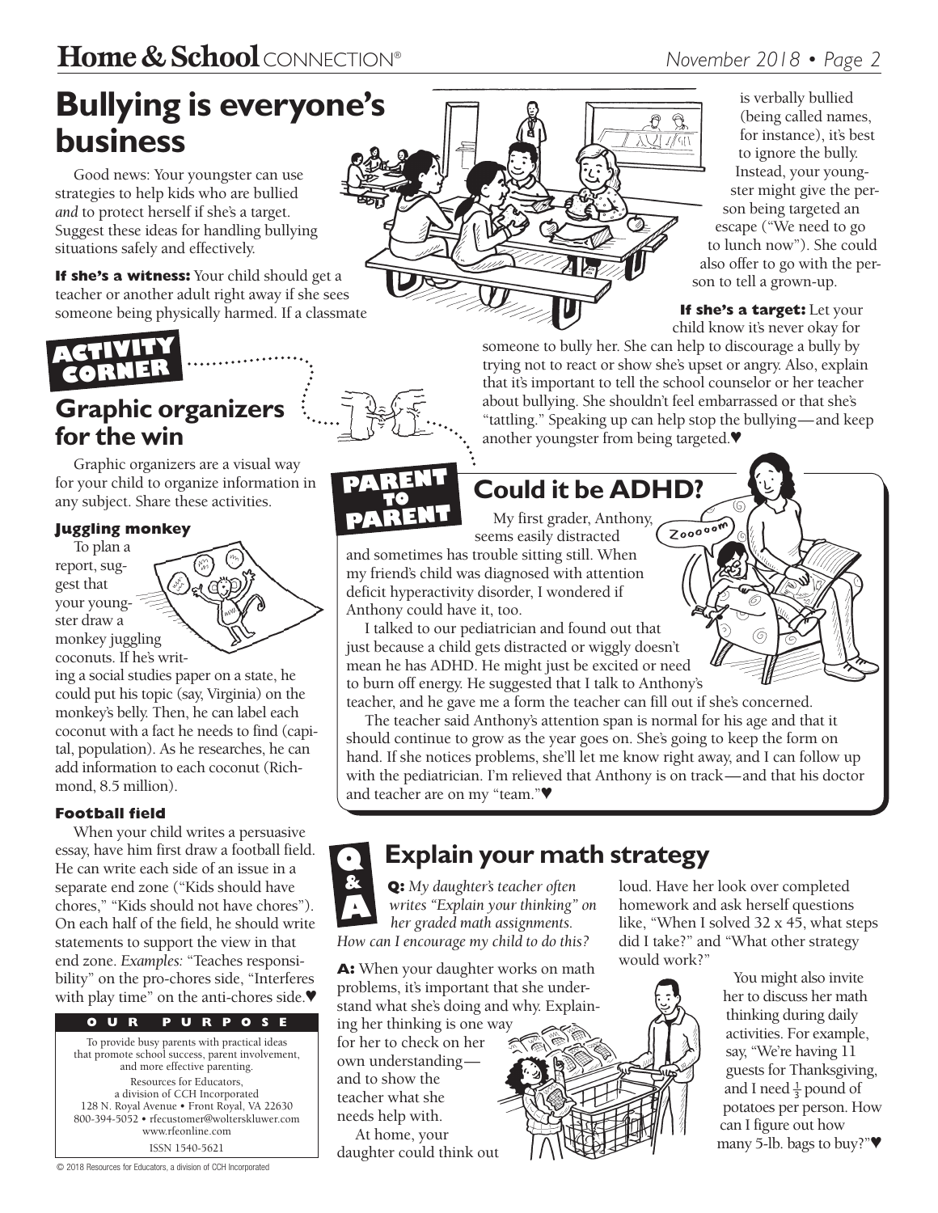# Bullying is everyone's business

Good news: Your youngster can use strategies to help kids who are bullied *and* to protect herself if she's a target. Suggest these ideas for handling bullying situations safely and effectively.

**If she's a witness:** Your child should get a teacher or another adult right away if she sees someone being physically harmed. If a classmate is verbally bullied (being called names, for instance), it's best to ignore the bully. Instead, your youngster might give the person being targeted an escape ("We need to go to lunch now"). She could also offer to go with the person to tell a grown-up.

**If she's a target:** Let your child know it's never okay for someone to bully her. She can help to discourage a bully by trying not to react or show she's upset or angry. Also, explain that it's important to tell the school counselor or her teacher about bullying. She shouldn't feel embarrassed or that she's "tattling." Speaking up can help stop the bullying—and keep another youngster from being targeted.♥

**ACTIVITY CORNER**

## Graphic organizers for the win

Graphic organizers are a visual way for your child to organize information in any subject. Share these activities.

### Juggling monkey

To plan a report, suggest that your youngster draw a monkey juggling coconuts. If he's writing a social studies paper on a state, he could put his topic (say, Virginia) on the monkey's belly. Then, he can label each coconut with a fact he needs to find (capital, population). As he researches, he can add information to each coconut (Richmond, 8.5 million).

### Football field

When your child writes a persuasive essay, have him first draw a football field. He can write each side of an issue in a separate end zone ("Kids should have chores," "Kids should not have chores"). On each half of the field, he should write statements to support the view in that end zone. *Examples:* "Teaches responsibility" on the pro-chores side, "Interferes with play time" on the anti-chores side.♥

**PARENT TO PARENT**

## Could it be ADHD?

My first grader, Anthony, seems easily distracted and sometimes has trouble sitting still. When my friend's child was diagnosed with attention deficit hyperactivity disorder, I wondered if Anthony could have it, too.

I talked to our pediatrician and found out that just because a child gets distracted or wiggly doesn't mean he has ADHD. He might just be excited or need to burn off energy. He suggested that I talk to Anthony's teacher, and he gave me a form the teacher can fill out if she's concerned.

The teacher said Anthony's attention span is normal for his age and that it should continue to grow as the year goes on. She's going to keep the form on hand. If she notices problems, she'll let me know right away, and I can follow up with the pediatrician. I'm relieved that Anthony is on track—and that his doctor and teacher are on my "team."♥

**Q & A**

## Explain your math strategy

**Q:** *My daughter's teacher often writes "Explain your thinking" on her graded math assignments. How can I encourage my child to do this?*

**A:** When your daughter works on math problems, it's important that she understand what she's doing and why. Explaining her thinking is one way for her to check on her own understanding—and to show the teacher what she needs help with.

At home, your daughter could think out loud. Have her look over completed homework and ask herself questions like, "When I solved 32 x 45, what steps did I take?" and "What other strategy would work?"

You might also invite her to discuss her math thinking during daily activities. For example, say, "We're having 11 guests for Thanksgiving, and I need $\frac{1}{3}$ pound of potatoes per person. How can I figure out how many 5-lb. bags to buy?"♥

**OUR PURPOSE**

To provide busy parents with practical ideas that promote school success, parent involvement, and more effective parenting.

Resources for Educators,
a division of CCH Incorporated
128 N. Royal Avenue • Front Royal, VA 22630
800-394-5052 • rfecustomer@wolterskluwer.com
www.rfeonline.com

ISSN 1540-5621

© 2018 Resources for Educators, a division of CCH Incorporated